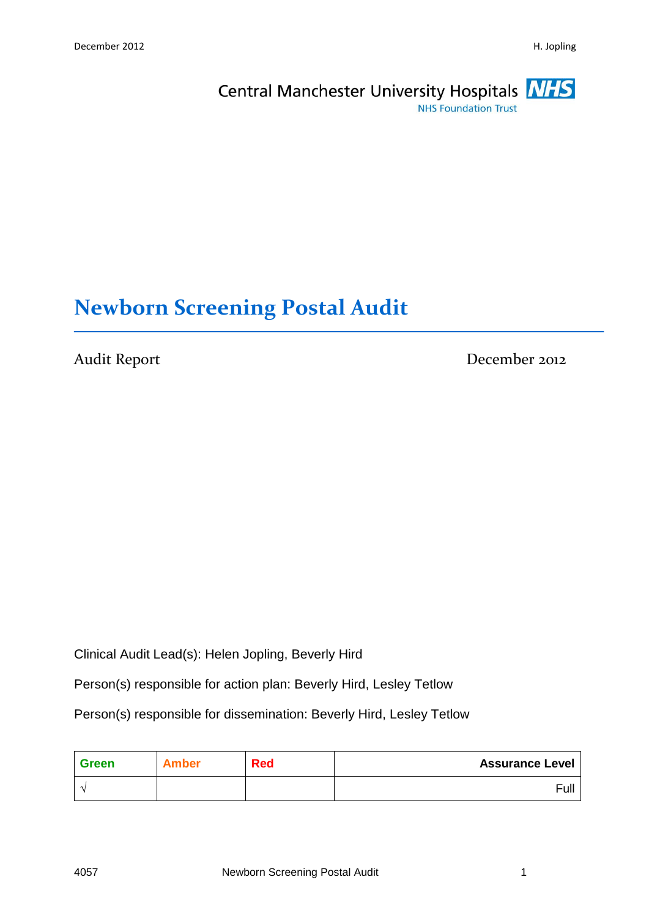Central Manchester University Hospitals NHS Foundation Trust

# Newborn Screening Postal Audit

Audit Report

December 2012

Clinical Audit Lead(s): Helen Jopling, Beverly Hird

Person(s) responsible for action plan: Beverly Hird, Lesley Tetlow

Person(s) responsible for dissemination: Beverly Hird, Lesley Tetlow

| Green | Amber | Red | Assurance Level |
|---|---|---|---|
| √ | | | Full |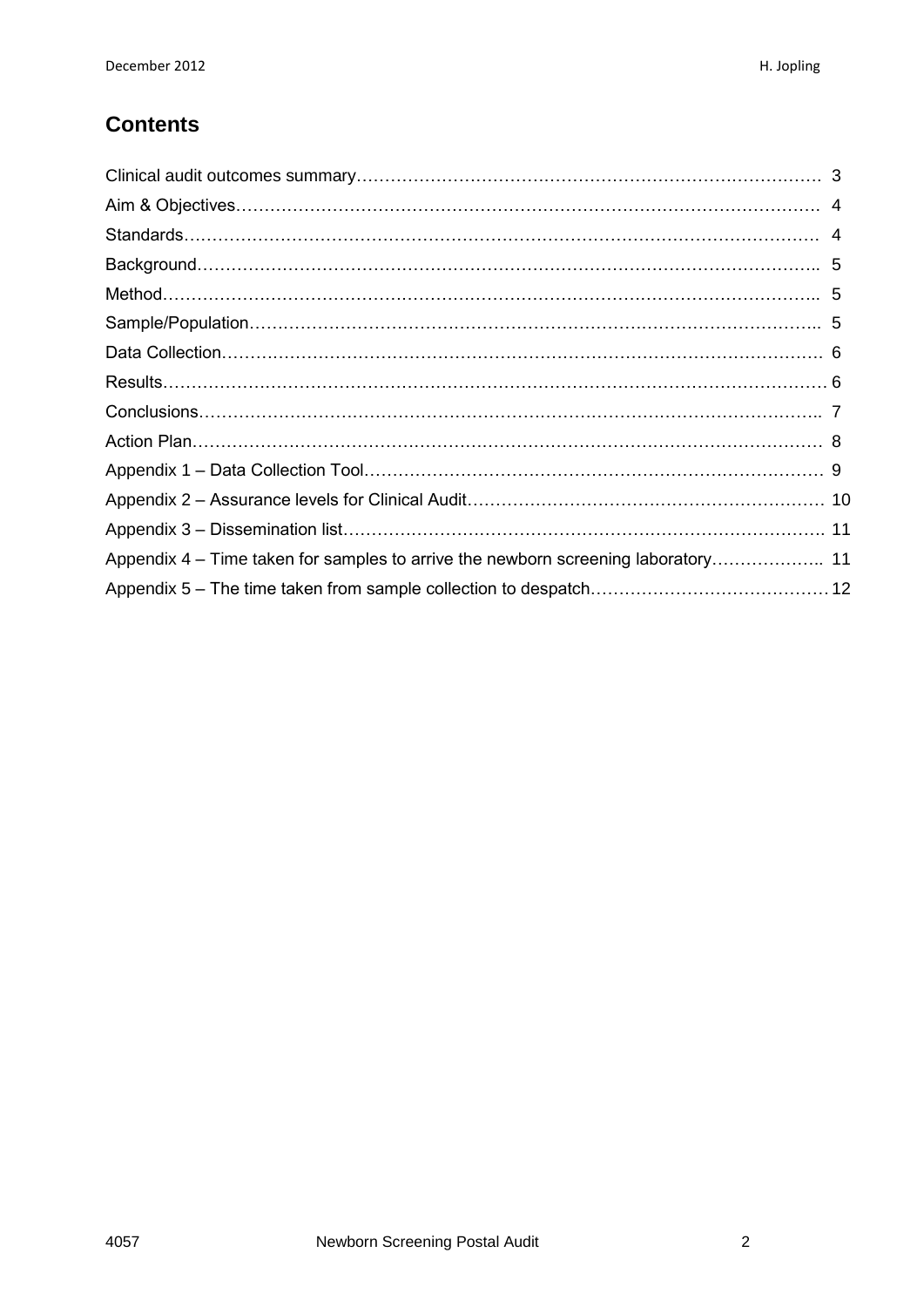## Contents

Clinical audit outcomes summary………………………………………………………………………… 3
Aim & Objectives………………………………………………………………………………………… 4
Standards………………………………………………………………………………………………… 4
Background……………………………………………………………………………………………… 5
Method…………………………………………………………………………………………………… 5
Sample/Population……………………………………………………………………………………… 5
Data Collection…………………………………………………………………………………………… 6
Results…………………………………………………………………………………………………… 6
Conclusions……………………………………………………………………………………………… 7
Action Plan………………………………………………………………………………………………… 8
Appendix 1 – Data Collection Tool……………………………………………………………………… 9
Appendix 2 – Assurance levels for Clinical Audit……………………………………………………… 10
Appendix 3 – Dissemination list………………………………………………………………………… 11
Appendix 4 – Time taken for samples to arrive the newborn screening laboratory……………….. 11
Appendix 5 – The time taken from sample collection to despatch…………………………………… 12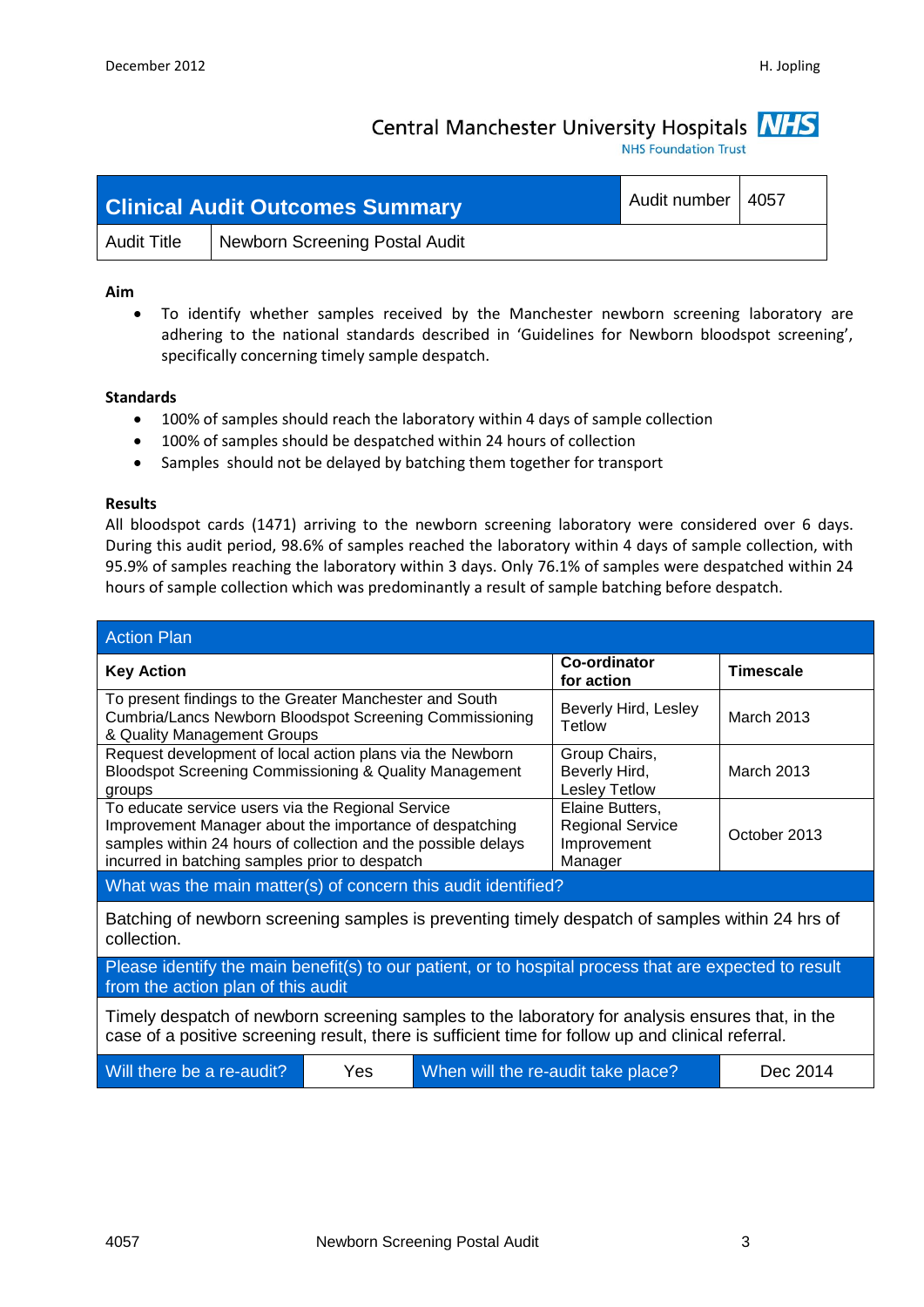Central Manchester University Hospitals NHS Foundation Trust

| Clinical Audit Outcomes Summary | | Audit number | 4057 |
|---|---|---|---|
| Audit Title | Newborn Screening Postal Audit | | |

**Aim**

- To identify whether samples received by the Manchester newborn screening laboratory are adhering to the national standards described in 'Guidelines for Newborn bloodspot screening', specifically concerning timely sample despatch.

**Standards**

- 100% of samples should reach the laboratory within 4 days of sample collection
- 100% of samples should be despatched within 24 hours of collection
- Samples should not be delayed by batching them together for transport

**Results**

All bloodspot cards (1471) arriving to the newborn screening laboratory were considered over 6 days. During this audit period, 98.6% of samples reached the laboratory within 4 days of sample collection, with 95.9% of samples reaching the laboratory within 3 days. Only 76.1% of samples were despatched within 24 hours of sample collection which was predominantly a result of sample batching before despatch.

| Action Plan | | |
|---|---|---|
| **Key Action** | **Co-ordinator for action** | **Timescale** |
| To present findings to the Greater Manchester and South Cumbria/Lancs Newborn Bloodspot Screening Commissioning & Quality Management Groups | Beverly Hird, Lesley Tetlow | March 2013 |
| Request development of local action plans via the Newborn Bloodspot Screening Commissioning & Quality Management groups | Group Chairs, Beverly Hird, Lesley Tetlow | March 2013 |
| To educate service users via the Regional Service Improvement Manager about the importance of despatching samples within 24 hours of collection and the possible delays incurred in batching samples prior to despatch | Elaine Butters, Regional Service Improvement Manager | October 2013 |

**What was the main matter(s) of concern this audit identified?**

Batching of newborn screening samples is preventing timely despatch of samples within 24 hrs of collection.

**Please identify the main benefit(s) to our patient, or to hospital process that are expected to result from the action plan of this audit**

Timely despatch of newborn screening samples to the laboratory for analysis ensures that, in the case of a positive screening result, there is sufficient time for follow up and clinical referral.

| Will there be a re-audit? | Yes | When will the re-audit take place? | Dec 2014 |
|---|---|---|---|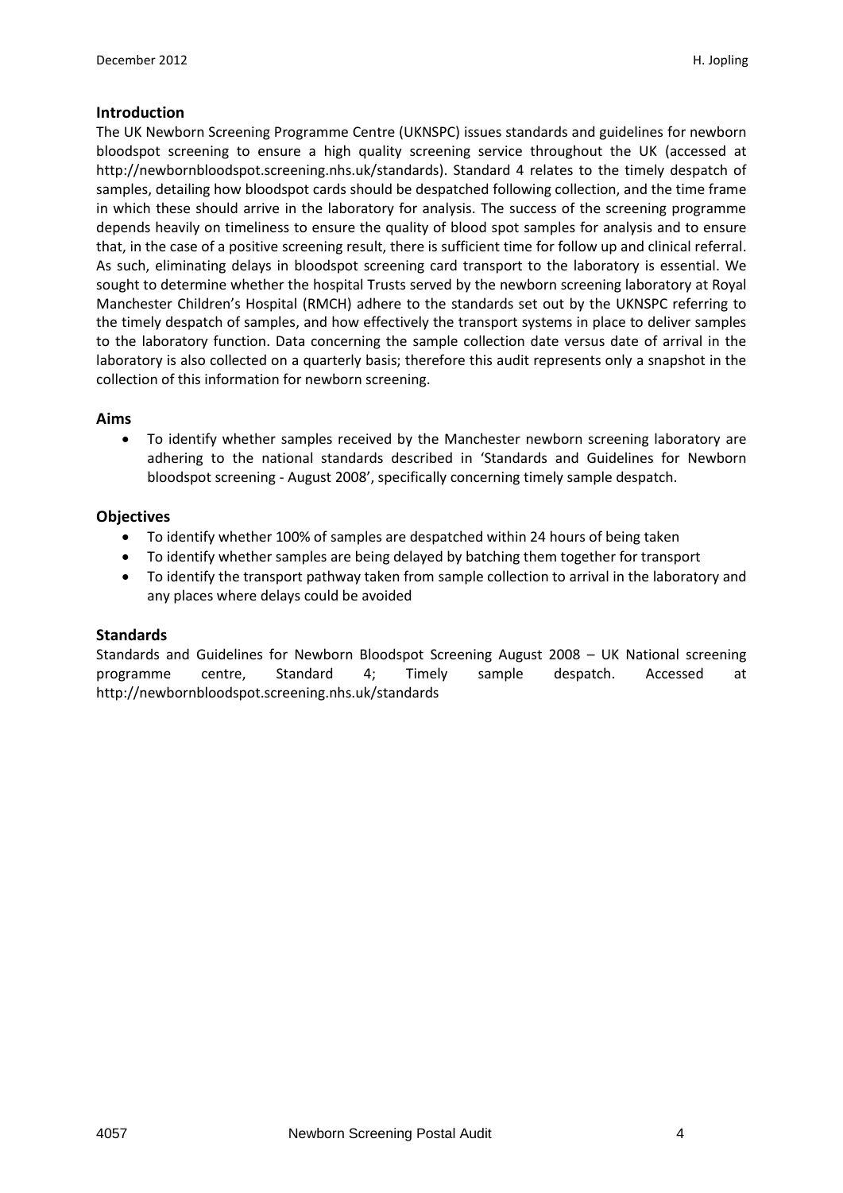## Introduction

The UK Newborn Screening Programme Centre (UKNSPC) issues standards and guidelines for newborn bloodspot screening to ensure a high quality screening service throughout the UK (accessed at http://newbornbloodspot.screening.nhs.uk/standards). Standard 4 relates to the timely despatch of samples, detailing how bloodspot cards should be despatched following collection, and the time frame in which these should arrive in the laboratory for analysis. The success of the screening programme depends heavily on timeliness to ensure the quality of blood spot samples for analysis and to ensure that, in the case of a positive screening result, there is sufficient time for follow up and clinical referral. As such, eliminating delays in bloodspot screening card transport to the laboratory is essential. We sought to determine whether the hospital Trusts served by the newborn screening laboratory at Royal Manchester Children's Hospital (RMCH) adhere to the standards set out by the UKNSPC referring to the timely despatch of samples, and how effectively the transport systems in place to deliver samples to the laboratory function. Data concerning the sample collection date versus date of arrival in the laboratory is also collected on a quarterly basis; therefore this audit represents only a snapshot in the collection of this information for newborn screening.

## Aims

- To identify whether samples received by the Manchester newborn screening laboratory are adhering to the national standards described in 'Standards and Guidelines for Newborn bloodspot screening - August 2008', specifically concerning timely sample despatch.

## Objectives

- To identify whether 100% of samples are despatched within 24 hours of being taken
- To identify whether samples are being delayed by batching them together for transport
- To identify the transport pathway taken from sample collection to arrival in the laboratory and any places where delays could be avoided

## Standards

Standards and Guidelines for Newborn Bloodspot Screening August 2008 – UK National screening programme centre, Standard 4; Timely sample despatch. Accessed at http://newbornbloodspot.screening.nhs.uk/standards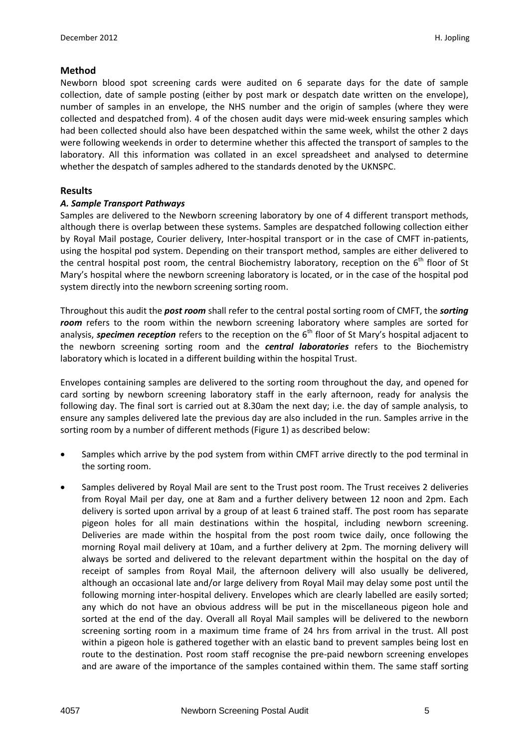## Method

Newborn blood spot screening cards were audited on 6 separate days for the date of sample collection, date of sample posting (either by post mark or despatch date written on the envelope), number of samples in an envelope, the NHS number and the origin of samples (where they were collected and despatched from). 4 of the chosen audit days were mid-week ensuring samples which had been collected should also have been despatched within the same week, whilst the other 2 days were following weekends in order to determine whether this affected the transport of samples to the laboratory. All this information was collated in an excel spreadsheet and analysed to determine whether the despatch of samples adhered to the standards denoted by the UKNSPC.

## Results

### *A. Sample Transport Pathways*

Samples are delivered to the Newborn screening laboratory by one of 4 different transport methods, although there is overlap between these systems. Samples are despatched following collection either by Royal Mail postage, Courier delivery, Inter-hospital transport or in the case of CMFT in-patients, using the hospital pod system. Depending on their transport method, samples are either delivered to the central hospital post room, the central Biochemistry laboratory, reception on the 6th floor of St Mary's hospital where the newborn screening laboratory is located, or in the case of the hospital pod system directly into the newborn screening sorting room.

Throughout this audit the ***post room*** shall refer to the central postal sorting room of CMFT, the ***sorting room*** refers to the room within the newborn screening laboratory where samples are sorted for analysis, ***specimen reception*** refers to the reception on the 6th floor of St Mary's hospital adjacent to the newborn screening sorting room and the ***central laboratories*** refers to the Biochemistry laboratory which is located in a different building within the hospital Trust.

Envelopes containing samples are delivered to the sorting room throughout the day, and opened for card sorting by newborn screening laboratory staff in the early afternoon, ready for analysis the following day. The final sort is carried out at 8.30am the next day; i.e. the day of sample analysis, to ensure any samples delivered late the previous day are also included in the run. Samples arrive in the sorting room by a number of different methods (Figure 1) as described below:

- Samples which arrive by the pod system from within CMFT arrive directly to the pod terminal in the sorting room.
- Samples delivered by Royal Mail are sent to the Trust post room. The Trust receives 2 deliveries from Royal Mail per day, one at 8am and a further delivery between 12 noon and 2pm. Each delivery is sorted upon arrival by a group of at least 6 trained staff. The post room has separate pigeon holes for all main destinations within the hospital, including newborn screening. Deliveries are made within the hospital from the post room twice daily, once following the morning Royal mail delivery at 10am, and a further delivery at 2pm. The morning delivery will always be sorted and delivered to the relevant department within the hospital on the day of receipt of samples from Royal Mail, the afternoon delivery will also usually be delivered, although an occasional late and/or large delivery from Royal Mail may delay some post until the following morning inter-hospital delivery. Envelopes which are clearly labelled are easily sorted; any which do not have an obvious address will be put in the miscellaneous pigeon hole and sorted at the end of the day. Overall all Royal Mail samples will be delivered to the newborn screening sorting room in a maximum time frame of 24 hrs from arrival in the trust. All post within a pigeon hole is gathered together with an elastic band to prevent samples being lost en route to the destination. Post room staff recognise the pre-paid newborn screening envelopes and are aware of the importance of the samples contained within them. The same staff sorting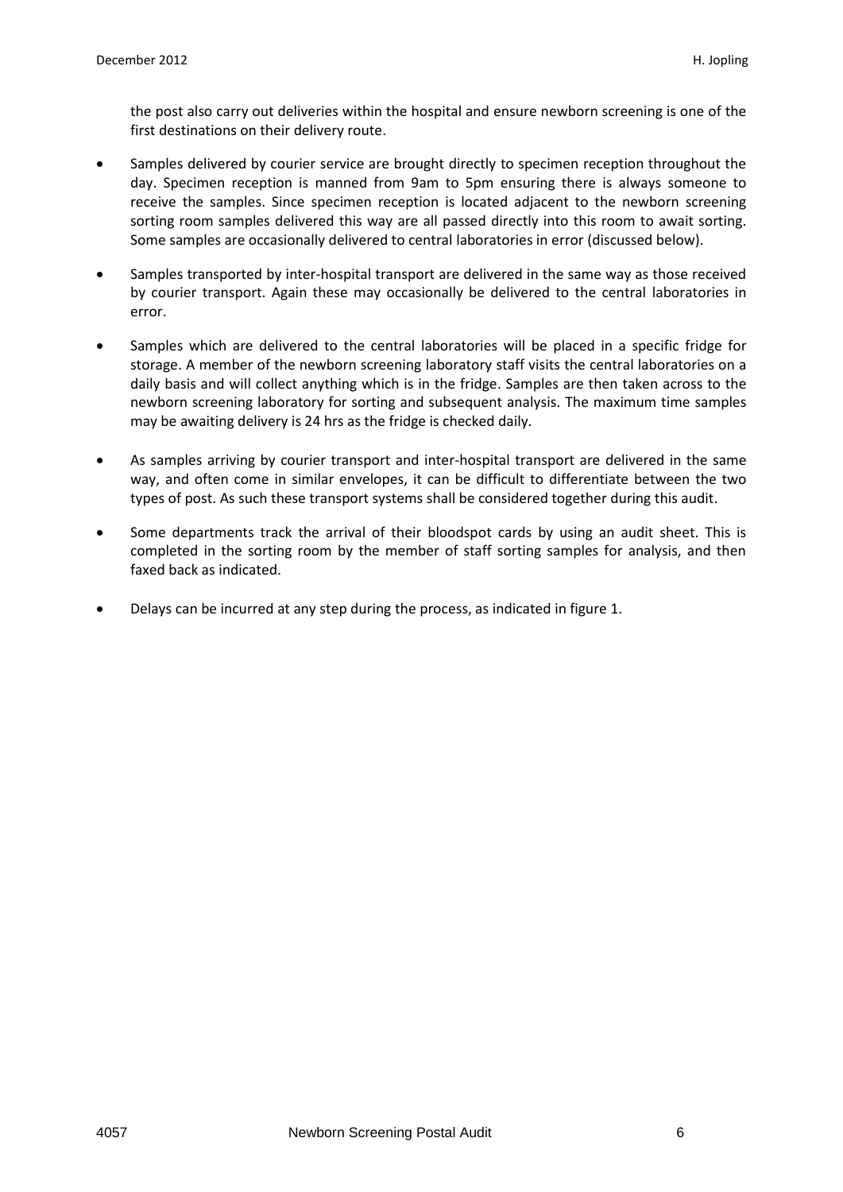the post also carry out deliveries within the hospital and ensure newborn screening is one of the first destinations on their delivery route.

- Samples delivered by courier service are brought directly to specimen reception throughout the day. Specimen reception is manned from 9am to 5pm ensuring there is always someone to receive the samples. Since specimen reception is located adjacent to the newborn screening sorting room samples delivered this way are all passed directly into this room to await sorting. Some samples are occasionally delivered to central laboratories in error (discussed below).

- Samples transported by inter-hospital transport are delivered in the same way as those received by courier transport. Again these may occasionally be delivered to the central laboratories in error.

- Samples which are delivered to the central laboratories will be placed in a specific fridge for storage. A member of the newborn screening laboratory staff visits the central laboratories on a daily basis and will collect anything which is in the fridge. Samples are then taken across to the newborn screening laboratory for sorting and subsequent analysis. The maximum time samples may be awaiting delivery is 24 hrs as the fridge is checked daily.

- As samples arriving by courier transport and inter-hospital transport are delivered in the same way, and often come in similar envelopes, it can be difficult to differentiate between the two types of post. As such these transport systems shall be considered together during this audit.

- Some departments track the arrival of their bloodspot cards by using an audit sheet. This is completed in the sorting room by the member of staff sorting samples for analysis, and then faxed back as indicated.

- Delays can be incurred at any step during the process, as indicated in figure 1.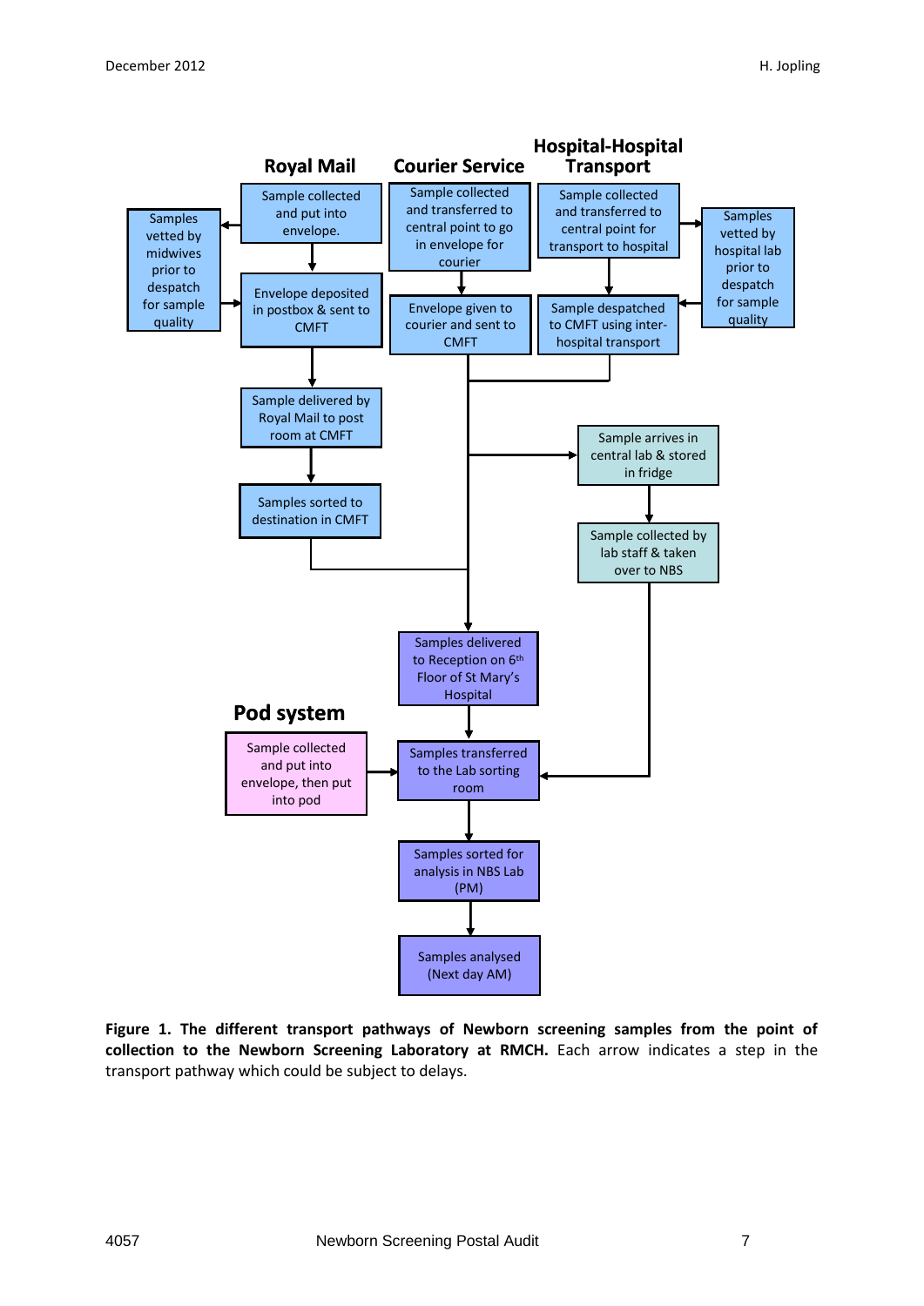## Royal Mail

Sample collected and put into envelope.

Samples vetted by midwives prior to despatch for sample quality

Envelope deposited in postbox & sent to CMFT

Sample delivered by Royal Mail to post room at CMFT

Samples sorted to destination in CMFT

## Courier Service

Sample collected and transferred to central point to go in envelope for courier

Envelope given to courier and sent to CMFT

## Hospital-Hospital Transport

Sample collected and transferred to central point for transport to hospital

Samples vetted by hospital lab prior to despatch for sample quality

Sample despatched to CMFT using inter-hospital transport

Sample arrives in central lab & stored in fridge

Sample collected by lab staff & taken over to NBS

Samples delivered to Reception on 6th Floor of St Mary's Hospital

## Pod system

Sample collected and put into envelope, then put into pod

Samples transferred to the Lab sorting room

Samples sorted for analysis in NBS Lab (PM)

Samples analysed (Next day AM)

**Figure 1. The different transport pathways of Newborn screening samples from the point of collection to the Newborn Screening Laboratory at RMCH.** Each arrow indicates a step in the transport pathway which could be subject to delays.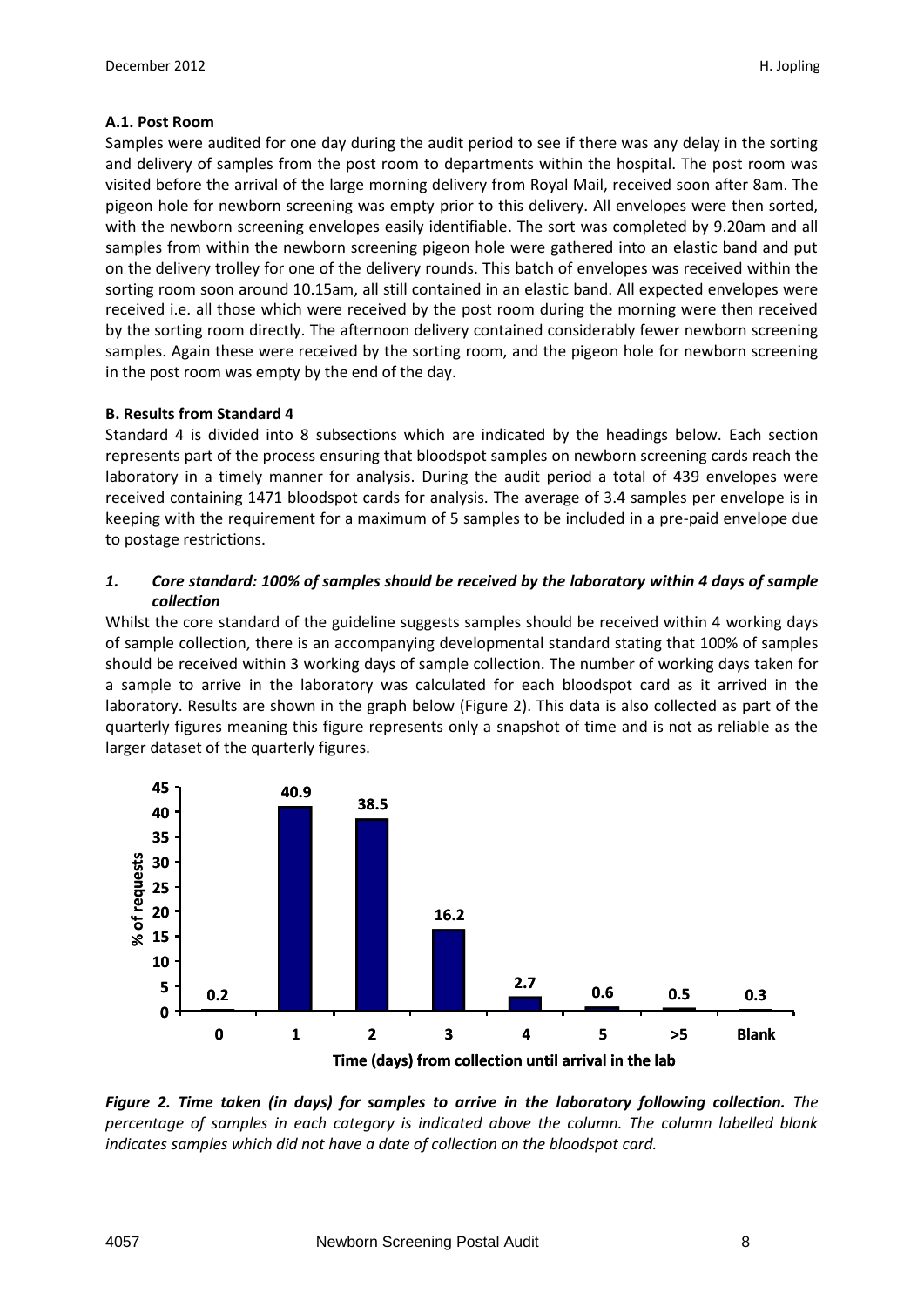### A.1. Post Room

Samples were audited for one day during the audit period to see if there was any delay in the sorting and delivery of samples from the post room to departments within the hospital. The post room was visited before the arrival of the large morning delivery from Royal Mail, received soon after 8am. The pigeon hole for newborn screening was empty prior to this delivery. All envelopes were then sorted, with the newborn screening envelopes easily identifiable. The sort was completed by 9.20am and all samples from within the newborn screening pigeon hole were gathered into an elastic band and put on the delivery trolley for one of the delivery rounds. This batch of envelopes was received within the sorting room soon around 10.15am, all still contained in an elastic band. All expected envelopes were received i.e. all those which were received by the post room during the morning were then received by the sorting room directly. The afternoon delivery contained considerably fewer newborn screening samples. Again these were received by the sorting room, and the pigeon hole for newborn screening in the post room was empty by the end of the day.

### B. Results from Standard 4

Standard 4 is divided into 8 subsections which are indicated by the headings below. Each section represents part of the process ensuring that bloodspot samples on newborn screening cards reach the laboratory in a timely manner for analysis. During the audit period a total of 439 envelopes were received containing 1471 bloodspot cards for analysis. The average of 3.4 samples per envelope is in keeping with the requirement for a maximum of 5 samples to be included in a pre-paid envelope due to postage restrictions.

#### *1. Core standard: 100% of samples should be received by the laboratory within 4 days of sample collection*

Whilst the core standard of the guideline suggests samples should be received within 4 working days of sample collection, there is an accompanying developmental standard stating that 100% of samples should be received within 3 working days of sample collection. The number of working days taken for a sample to arrive in the laboratory was calculated for each bloodspot card as it arrived in the laboratory. Results are shown in the graph below (Figure 2). This data is also collected as part of the quarterly figures meaning this figure represents only a snapshot of time and is not as reliable as the larger dataset of the quarterly figures.

| Time (days) from collection until arrival in the lab | 0 | 1 | 2 | 3 | 4 | 5 | >5 | Blank |
|---|---|---|---|---|---|---|---|---|
| % of requests | 0.2 | 40.9 | 38.5 | 16.2 | 2.7 | 0.6 | 0.5 | 0.3 |

***Figure 2. Time taken (in days) for samples to arrive in the laboratory following collection.*** *The percentage of samples in each category is indicated above the column. The column labelled blank indicates samples which did not have a date of collection on the bloodspot card.*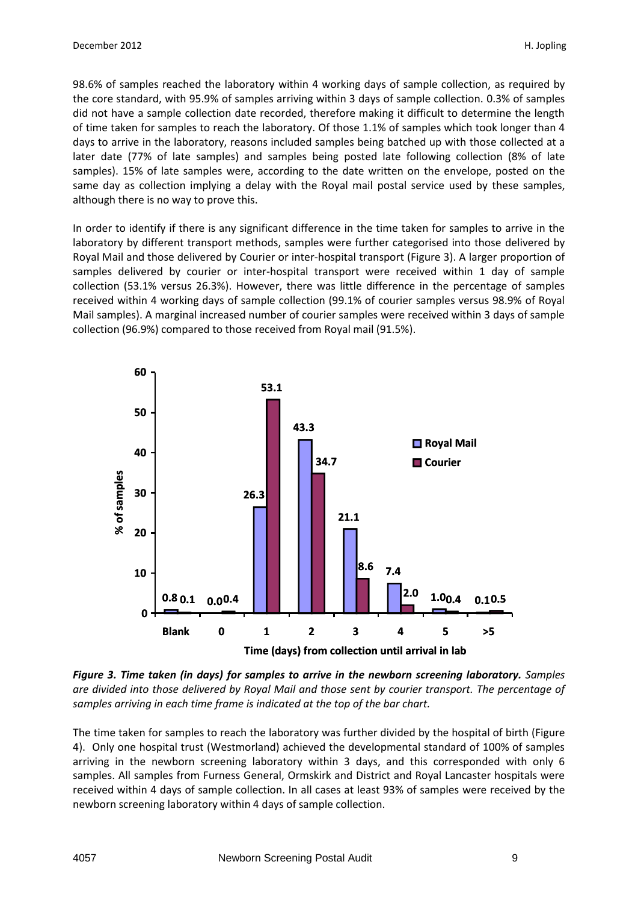98.6% of samples reached the laboratory within 4 working days of sample collection, as required by the core standard, with 95.9% of samples arriving within 3 days of sample collection. 0.3% of samples did not have a sample collection date recorded, therefore making it difficult to determine the length of time taken for samples to reach the laboratory. Of those 1.1% of samples which took longer than 4 days to arrive in the laboratory, reasons included samples being batched up with those collected at a later date (77% of late samples) and samples being posted late following collection (8% of late samples). 15% of late samples were, according to the date written on the envelope, posted on the same day as collection implying a delay with the Royal mail postal service used by these samples, although there is no way to prove this.

In order to identify if there is any significant difference in the time taken for samples to arrive in the laboratory by different transport methods, samples were further categorised into those delivered by Royal Mail and those delivered by Courier or inter-hospital transport (Figure 3). A larger proportion of samples delivered by courier or inter-hospital transport were received within 1 day of sample collection (53.1% versus 26.3%). However, there was little difference in the percentage of samples received within 4 working days of sample collection (99.1% of courier samples versus 98.9% of Royal Mail samples). A marginal increased number of courier samples were received within 3 days of sample collection (96.9%) compared to those received from Royal mail (91.5%).

| Time (days) from collection until arrival in lab | Royal Mail (% of samples) | Courier (% of samples) |
|---|---|---|
| Blank | 0.8 | 0.1 |
| 0 | 0.0 | 0.4 |
| 1 | 26.3 | 53.1 |
| 2 | 43.3 | 34.7 |
| 3 | 21.1 | 8.6 |
| 4 | 7.4 | 2.0 |
| 5 | 1.0 | 0.4 |
| >5 | 0.1 | 0.5 |

***Figure 3. Time taken (in days) for samples to arrive in the newborn screening laboratory.*** *Samples are divided into those delivered by Royal Mail and those sent by courier transport. The percentage of samples arriving in each time frame is indicated at the top of the bar chart.*

The time taken for samples to reach the laboratory was further divided by the hospital of birth (Figure 4). Only one hospital trust (Westmorland) achieved the developmental standard of 100% of samples arriving in the newborn screening laboratory within 3 days, and this corresponded with only 6 samples. All samples from Furness General, Ormskirk and District and Royal Lancaster hospitals were received within 4 days of sample collection. In all cases at least 93% of samples were received by the newborn screening laboratory within 4 days of sample collection.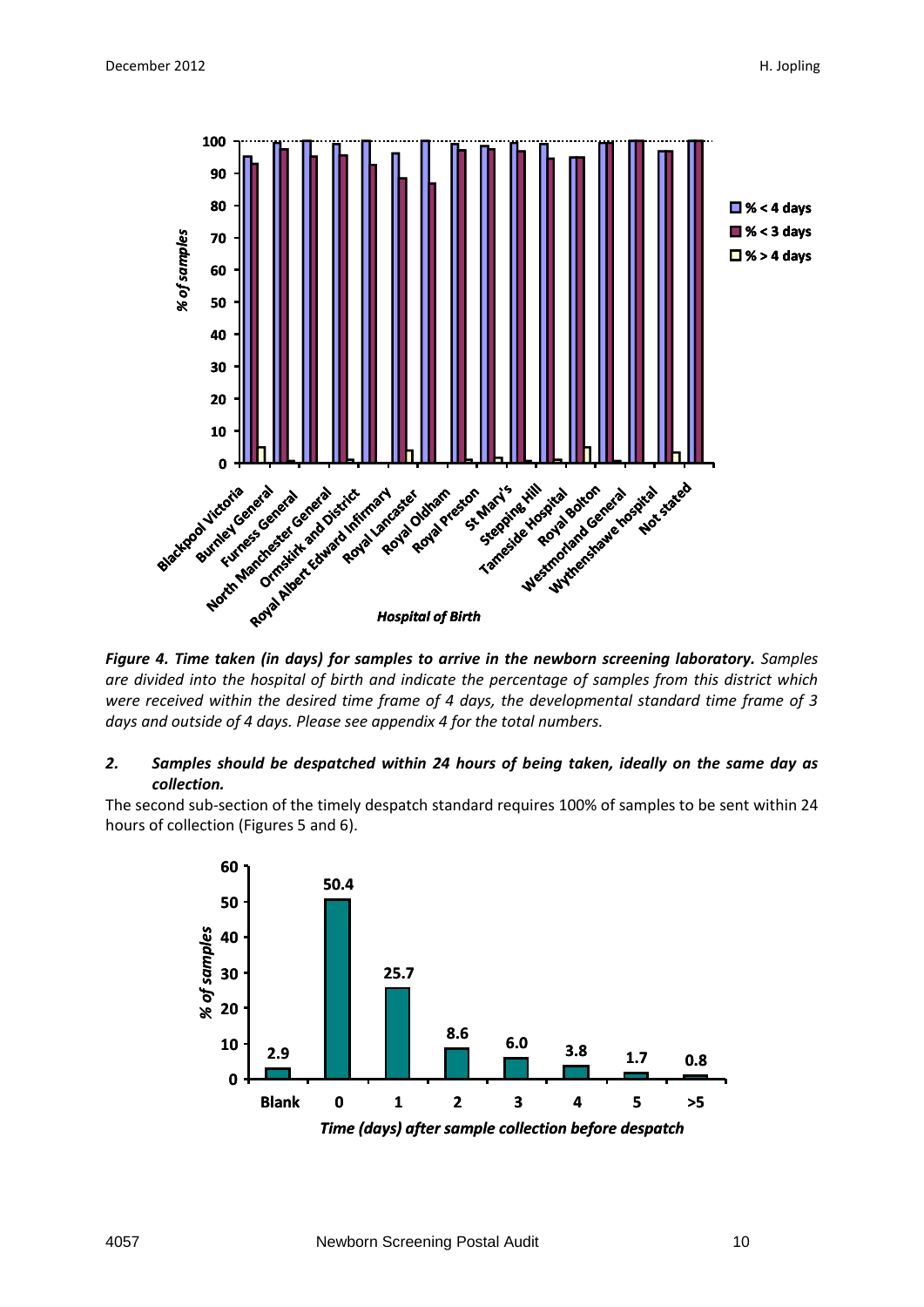*Figure 4. Time taken (in days) for samples to arrive in the newborn screening laboratory. Samples are divided into the hospital of birth and indicate the percentage of samples from this district which were received within the desired time frame of 4 days, the developmental standard time frame of 3 days and outside of 4 days. Please see appendix 4 for the total numbers.*

### 2. Samples should be despatched within 24 hours of being taken, ideally on the same day as collection.

The second sub-section of the timely despatch standard requires 100% of samples to be sent within 24 hours of collection (Figures 5 and 6).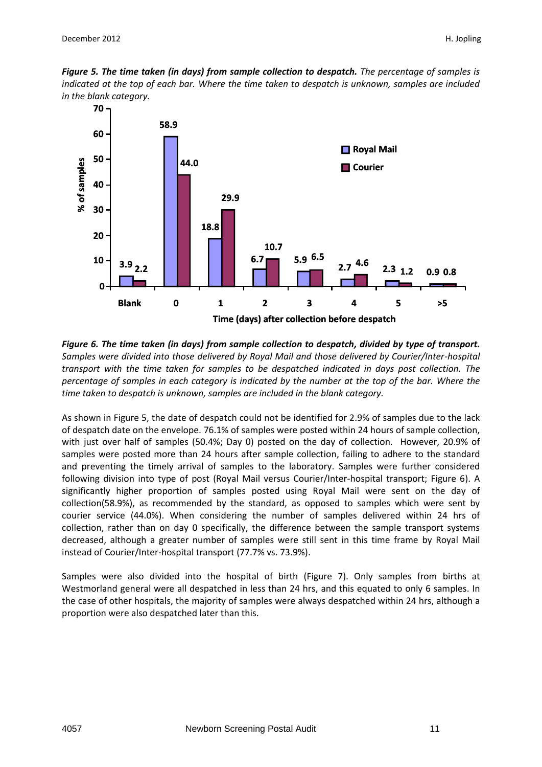***Figure 5. The time taken (in days) from sample collection to despatch.*** *The percentage of samples is indicated at the top of each bar. Where the time taken to despatch is unknown, samples are included in the blank category.*

***Figure 6. The time taken (in days) from sample collection to despatch, divided by type of transport.*** *Samples were divided into those delivered by Royal Mail and those delivered by Courier/Inter-hospital transport with the time taken for samples to be despatched indicated in days post collection. The percentage of samples in each category is indicated by the number at the top of the bar. Where the time taken to despatch is unknown, samples are included in the blank category.*

As shown in Figure 5, the date of despatch could not be identified for 2.9% of samples due to the lack of despatch date on the envelope. 76.1% of samples were posted within 24 hours of sample collection, with just over half of samples (50.4%; Day 0) posted on the day of collection. However, 20.9% of samples were posted more than 24 hours after sample collection, failing to adhere to the standard and preventing the timely arrival of samples to the laboratory. Samples were further considered following division into type of post (Royal Mail versus Courier/Inter-hospital transport; Figure 6). A significantly higher proportion of samples posted using Royal Mail were sent on the day of collection(58.9%), as recommended by the standard, as opposed to samples which were sent by courier service (44.0%). When considering the number of samples delivered within 24 hrs of collection, rather than on day 0 specifically, the difference between the sample transport systems decreased, although a greater number of samples were still sent in this time frame by Royal Mail instead of Courier/Inter-hospital transport (77.7% vs. 73.9%).

Samples were also divided into the hospital of birth (Figure 7). Only samples from births at Westmorland general were all despatched in less than 24 hrs, and this equated to only 6 samples. In the case of other hospitals, the majority of samples were always despatched within 24 hrs, although a proportion were also despatched later than this.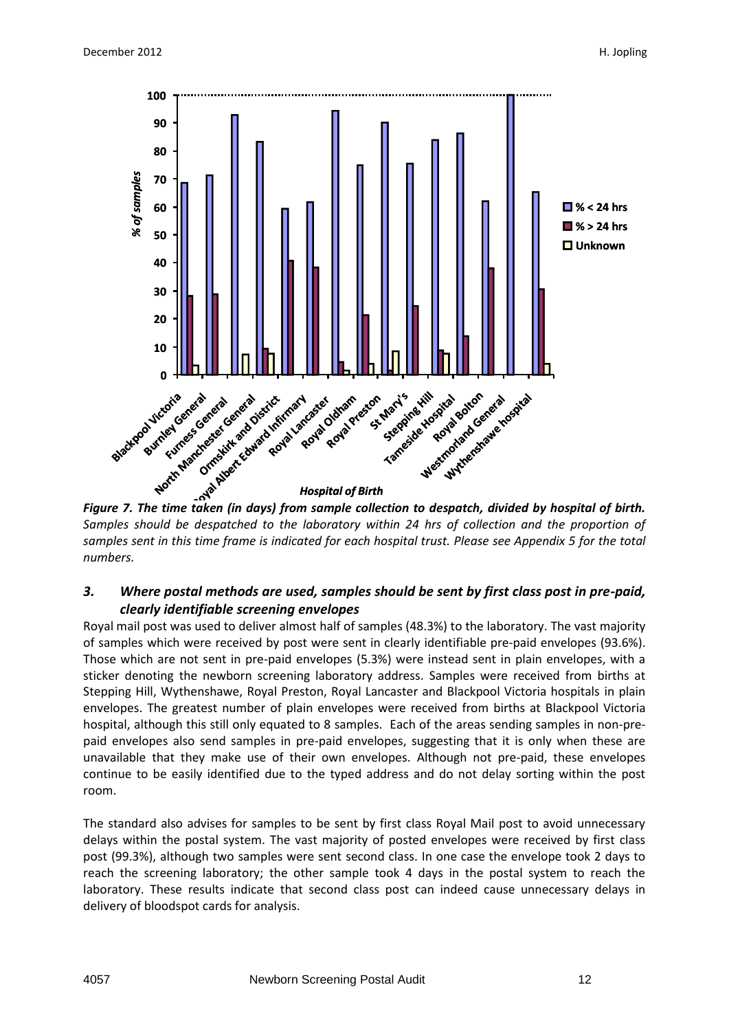*Figure 7. The time taken (in days) from sample collection to despatch, divided by hospital of birth. Samples should be despatched to the laboratory within 24 hrs of collection and the proportion of samples sent in this time frame is indicated for each hospital trust. Please see Appendix 5 for the total numbers.*

### *3. Where postal methods are used, samples should be sent by first class post in pre-paid, clearly identifiable screening envelopes*

Royal mail post was used to deliver almost half of samples (48.3%) to the laboratory. The vast majority of samples which were received by post were sent in clearly identifiable pre-paid envelopes (93.6%). Those which are not sent in pre-paid envelopes (5.3%) were instead sent in plain envelopes, with a sticker denoting the newborn screening laboratory address. Samples were received from births at Stepping Hill, Wythenshawe, Royal Preston, Royal Lancaster and Blackpool Victoria hospitals in plain envelopes. The greatest number of plain envelopes were received from births at Blackpool Victoria hospital, although this still only equated to 8 samples. Each of the areas sending samples in non-pre-paid envelopes also send samples in pre-paid envelopes, suggesting that it is only when these are unavailable that they make use of their own envelopes. Although not pre-paid, these envelopes continue to be easily identified due to the typed address and do not delay sorting within the post room.

The standard also advises for samples to be sent by first class Royal Mail post to avoid unnecessary delays within the postal system. The vast majority of posted envelopes were received by first class post (99.3%), although two samples were sent second class. In one case the envelope took 2 days to reach the screening laboratory; the other sample took 4 days in the postal system to reach the laboratory. These results indicate that second class post can indeed cause unnecessary delays in delivery of bloodspot cards for analysis.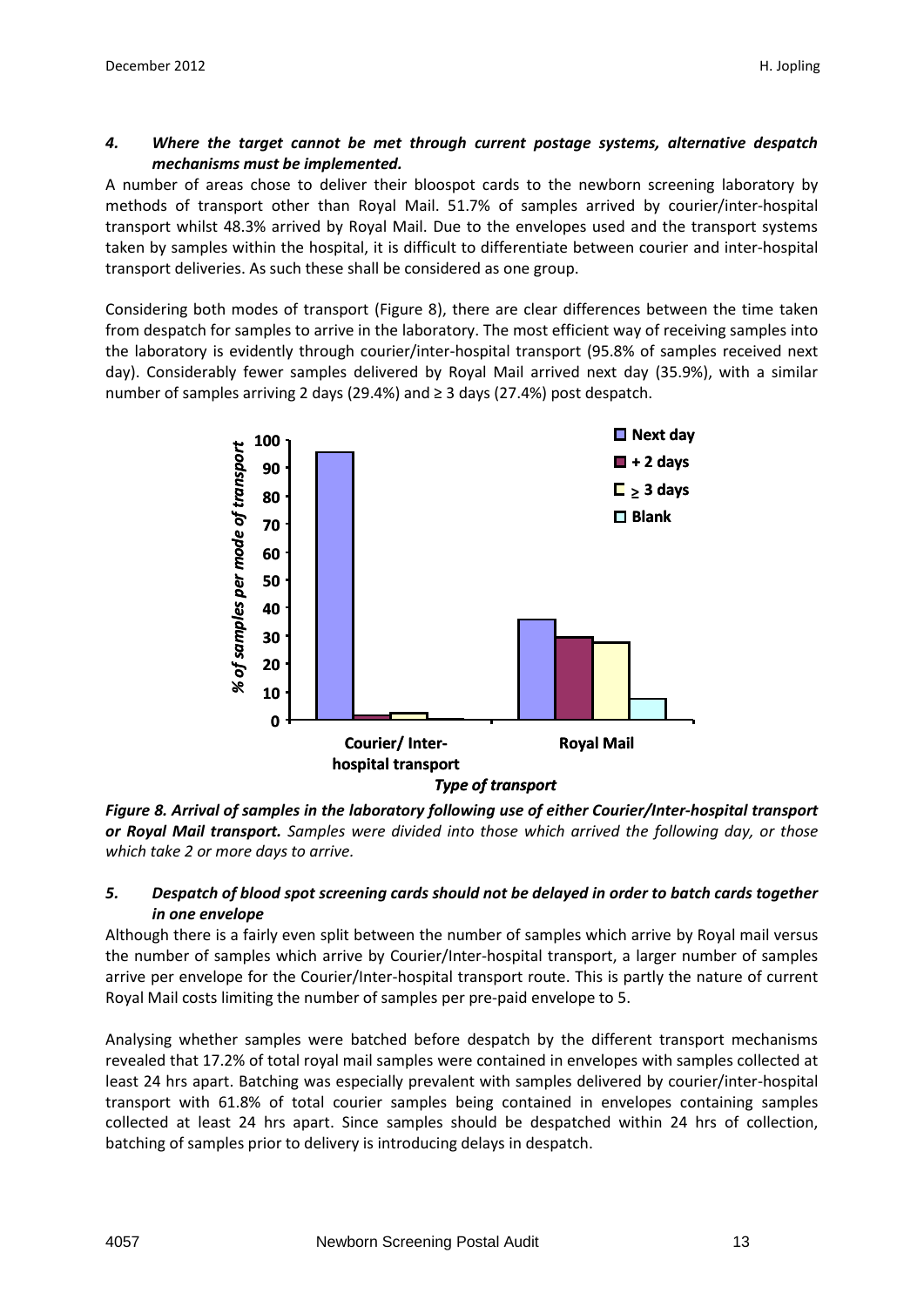### 4. *Where the target cannot be met through current postage systems, alternative despatch mechanisms must be implemented.*

A number of areas chose to deliver their bloospot cards to the newborn screening laboratory by methods of transport other than Royal Mail. 51.7% of samples arrived by courier/inter-hospital transport whilst 48.3% arrived by Royal Mail. Due to the envelopes used and the transport systems taken by samples within the hospital, it is difficult to differentiate between courier and inter-hospital transport deliveries. As such these shall be considered as one group.

Considering both modes of transport (Figure 8), there are clear differences between the time taken from despatch for samples to arrive in the laboratory. The most efficient way of receiving samples into the laboratory is evidently through courier/inter-hospital transport (95.8% of samples received next day). Considerably fewer samples delivered by Royal Mail arrived next day (35.9%), with a similar number of samples arriving 2 days (29.4%) and ≥ 3 days (27.4%) post despatch.

***Figure 8. Arrival of samples in the laboratory following use of either Courier/Inter-hospital transport or Royal Mail transport.*** *Samples were divided into those which arrived the following day, or those which take 2 or more days to arrive.*

### 5. *Despatch of blood spot screening cards should not be delayed in order to batch cards together in one envelope*

Although there is a fairly even split between the number of samples which arrive by Royal mail versus the number of samples which arrive by Courier/Inter-hospital transport, a larger number of samples arrive per envelope for the Courier/Inter-hospital transport route. This is partly the nature of current Royal Mail costs limiting the number of samples per pre-paid envelope to 5.

Analysing whether samples were batched before despatch by the different transport mechanisms revealed that 17.2% of total royal mail samples were contained in envelopes with samples collected at least 24 hrs apart. Batching was especially prevalent with samples delivered by courier/inter-hospital transport with 61.8% of total courier samples being contained in envelopes containing samples collected at least 24 hrs apart. Since samples should be despatched within 24 hrs of collection, batching of samples prior to delivery is introducing delays in despatch.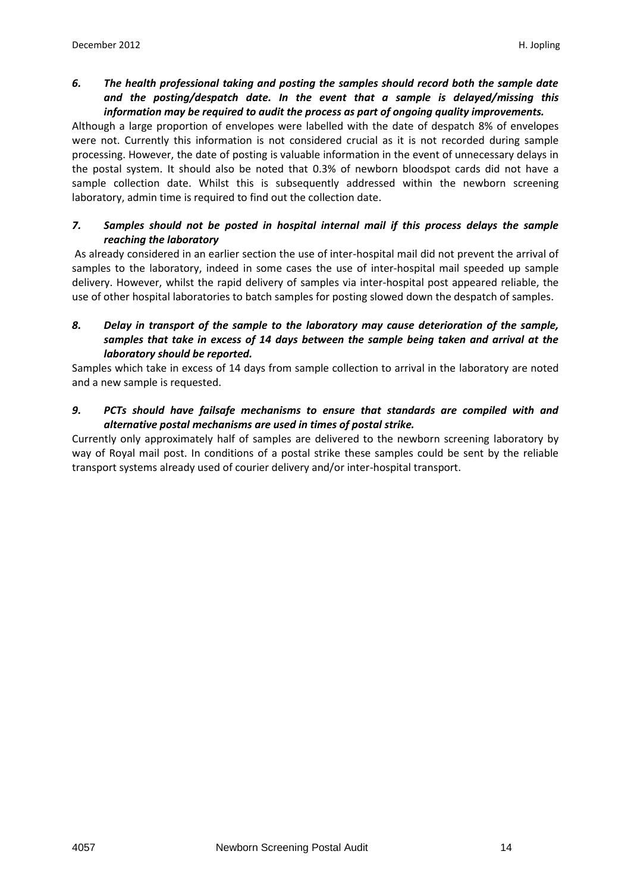***6. The health professional taking and posting the samples should record both the sample date and the posting/despatch date. In the event that a sample is delayed/missing this information may be required to audit the process as part of ongoing quality improvements.***

Although a large proportion of envelopes were labelled with the date of despatch 8% of envelopes were not. Currently this information is not considered crucial as it is not recorded during sample processing. However, the date of posting is valuable information in the event of unnecessary delays in the postal system. It should also be noted that 0.3% of newborn bloodspot cards did not have a sample collection date. Whilst this is subsequently addressed within the newborn screening laboratory, admin time is required to find out the collection date.

***7. Samples should not be posted in hospital internal mail if this process delays the sample reaching the laboratory***

As already considered in an earlier section the use of inter-hospital mail did not prevent the arrival of samples to the laboratory, indeed in some cases the use of inter-hospital mail speeded up sample delivery. However, whilst the rapid delivery of samples via inter-hospital post appeared reliable, the use of other hospital laboratories to batch samples for posting slowed down the despatch of samples.

***8. Delay in transport of the sample to the laboratory may cause deterioration of the sample, samples that take in excess of 14 days between the sample being taken and arrival at the laboratory should be reported.***

Samples which take in excess of 14 days from sample collection to arrival in the laboratory are noted and a new sample is requested.

***9. PCTs should have failsafe mechanisms to ensure that standards are compiled with and alternative postal mechanisms are used in times of postal strike.***

Currently only approximately half of samples are delivered to the newborn screening laboratory by way of Royal mail post. In conditions of a postal strike these samples could be sent by the reliable transport systems already used of courier delivery and/or inter-hospital transport.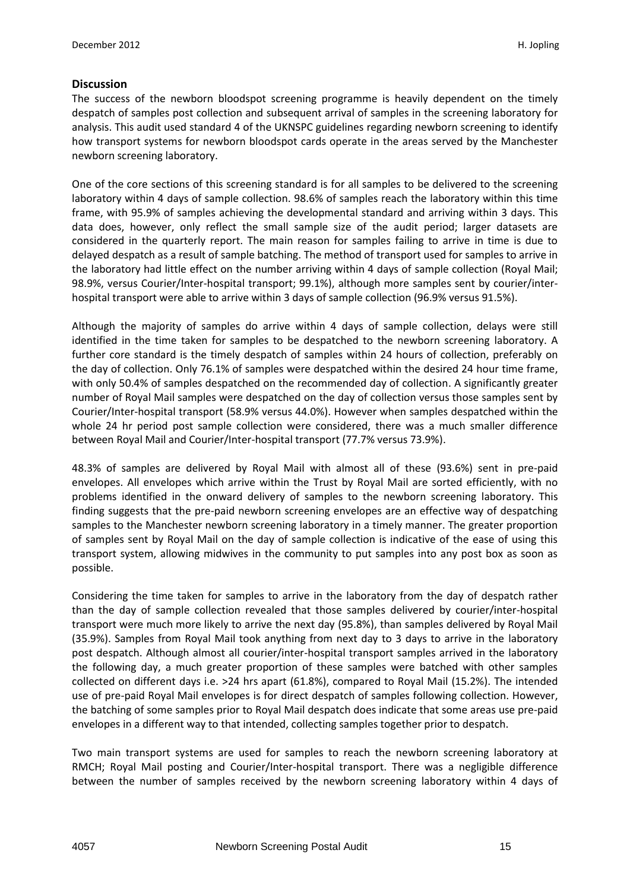## Discussion

The success of the newborn bloodspot screening programme is heavily dependent on the timely despatch of samples post collection and subsequent arrival of samples in the screening laboratory for analysis. This audit used standard 4 of the UKNSPC guidelines regarding newborn screening to identify how transport systems for newborn bloodspot cards operate in the areas served by the Manchester newborn screening laboratory.

One of the core sections of this screening standard is for all samples to be delivered to the screening laboratory within 4 days of sample collection. 98.6% of samples reach the laboratory within this time frame, with 95.9% of samples achieving the developmental standard and arriving within 3 days. This data does, however, only reflect the small sample size of the audit period; larger datasets are considered in the quarterly report. The main reason for samples failing to arrive in time is due to delayed despatch as a result of sample batching. The method of transport used for samples to arrive in the laboratory had little effect on the number arriving within 4 days of sample collection (Royal Mail; 98.9%, versus Courier/Inter-hospital transport; 99.1%), although more samples sent by courier/inter-hospital transport were able to arrive within 3 days of sample collection (96.9% versus 91.5%).

Although the majority of samples do arrive within 4 days of sample collection, delays were still identified in the time taken for samples to be despatched to the newborn screening laboratory. A further core standard is the timely despatch of samples within 24 hours of collection, preferably on the day of collection. Only 76.1% of samples were despatched within the desired 24 hour time frame, with only 50.4% of samples despatched on the recommended day of collection. A significantly greater number of Royal Mail samples were despatched on the day of collection versus those samples sent by Courier/Inter-hospital transport (58.9% versus 44.0%). However when samples despatched within the whole 24 hr period post sample collection were considered, there was a much smaller difference between Royal Mail and Courier/Inter-hospital transport (77.7% versus 73.9%).

48.3% of samples are delivered by Royal Mail with almost all of these (93.6%) sent in pre-paid envelopes. All envelopes which arrive within the Trust by Royal Mail are sorted efficiently, with no problems identified in the onward delivery of samples to the newborn screening laboratory. This finding suggests that the pre-paid newborn screening envelopes are an effective way of despatching samples to the Manchester newborn screening laboratory in a timely manner. The greater proportion of samples sent by Royal Mail on the day of sample collection is indicative of the ease of using this transport system, allowing midwives in the community to put samples into any post box as soon as possible.

Considering the time taken for samples to arrive in the laboratory from the day of despatch rather than the day of sample collection revealed that those samples delivered by courier/inter-hospital transport were much more likely to arrive the next day (95.8%), than samples delivered by Royal Mail (35.9%). Samples from Royal Mail took anything from next day to 3 days to arrive in the laboratory post despatch. Although almost all courier/inter-hospital transport samples arrived in the laboratory the following day, a much greater proportion of these samples were batched with other samples collected on different days i.e. >24 hrs apart (61.8%), compared to Royal Mail (15.2%). The intended use of pre-paid Royal Mail envelopes is for direct despatch of samples following collection. However, the batching of some samples prior to Royal Mail despatch does indicate that some areas use pre-paid envelopes in a different way to that intended, collecting samples together prior to despatch.

Two main transport systems are used for samples to reach the newborn screening laboratory at RMCH; Royal Mail posting and Courier/Inter-hospital transport. There was a negligible difference between the number of samples received by the newborn screening laboratory within 4 days of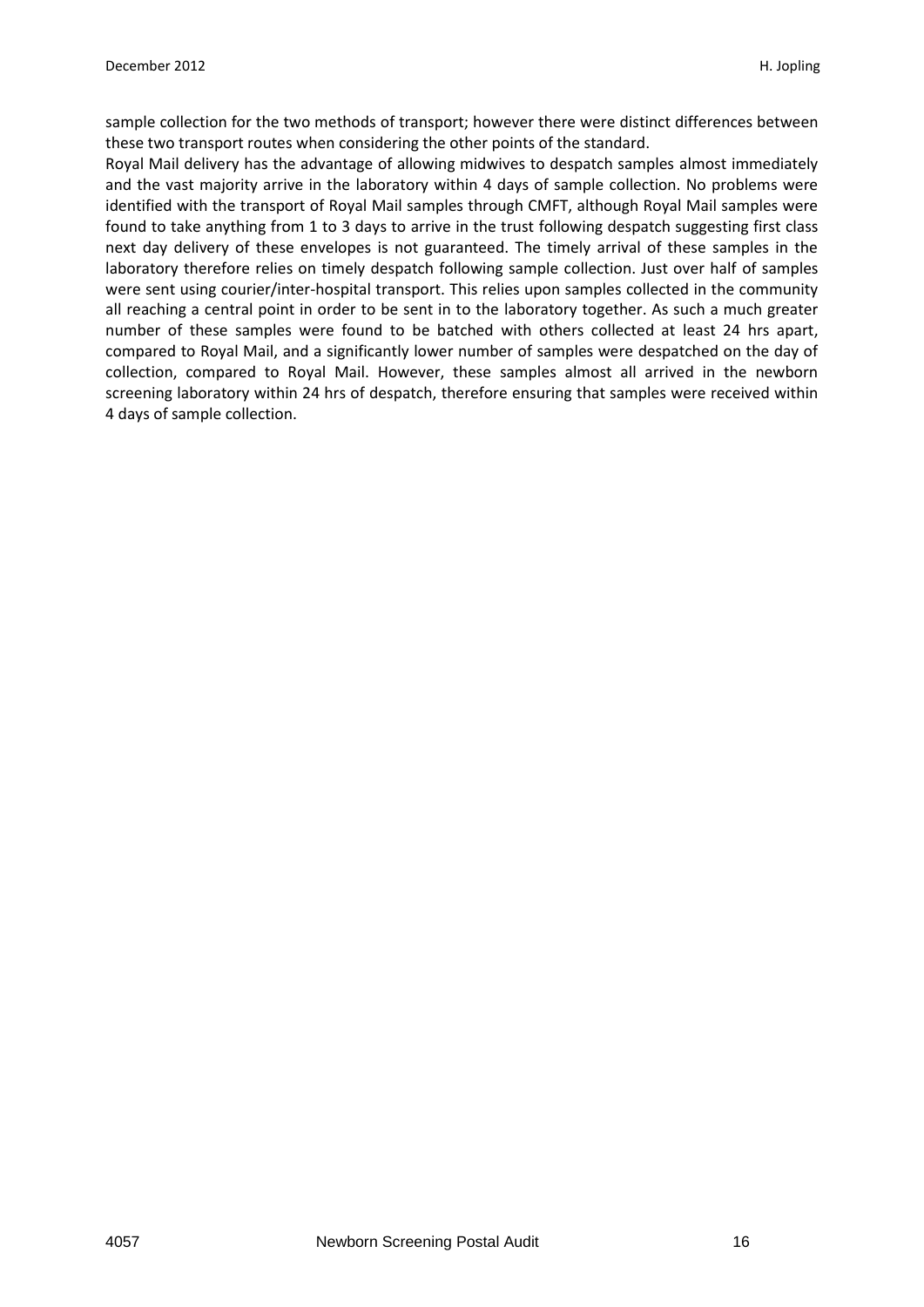sample collection for the two methods of transport; however there were distinct differences between these two transport routes when considering the other points of the standard.

Royal Mail delivery has the advantage of allowing midwives to despatch samples almost immediately and the vast majority arrive in the laboratory within 4 days of sample collection. No problems were identified with the transport of Royal Mail samples through CMFT, although Royal Mail samples were found to take anything from 1 to 3 days to arrive in the trust following despatch suggesting first class next day delivery of these envelopes is not guaranteed. The timely arrival of these samples in the laboratory therefore relies on timely despatch following sample collection. Just over half of samples were sent using courier/inter-hospital transport. This relies upon samples collected in the community all reaching a central point in order to be sent in to the laboratory together. As such a much greater number of these samples were found to be batched with others collected at least 24 hrs apart, compared to Royal Mail, and a significantly lower number of samples were despatched on the day of collection, compared to Royal Mail. However, these samples almost all arrived in the newborn screening laboratory within 24 hrs of despatch, therefore ensuring that samples were received within 4 days of sample collection.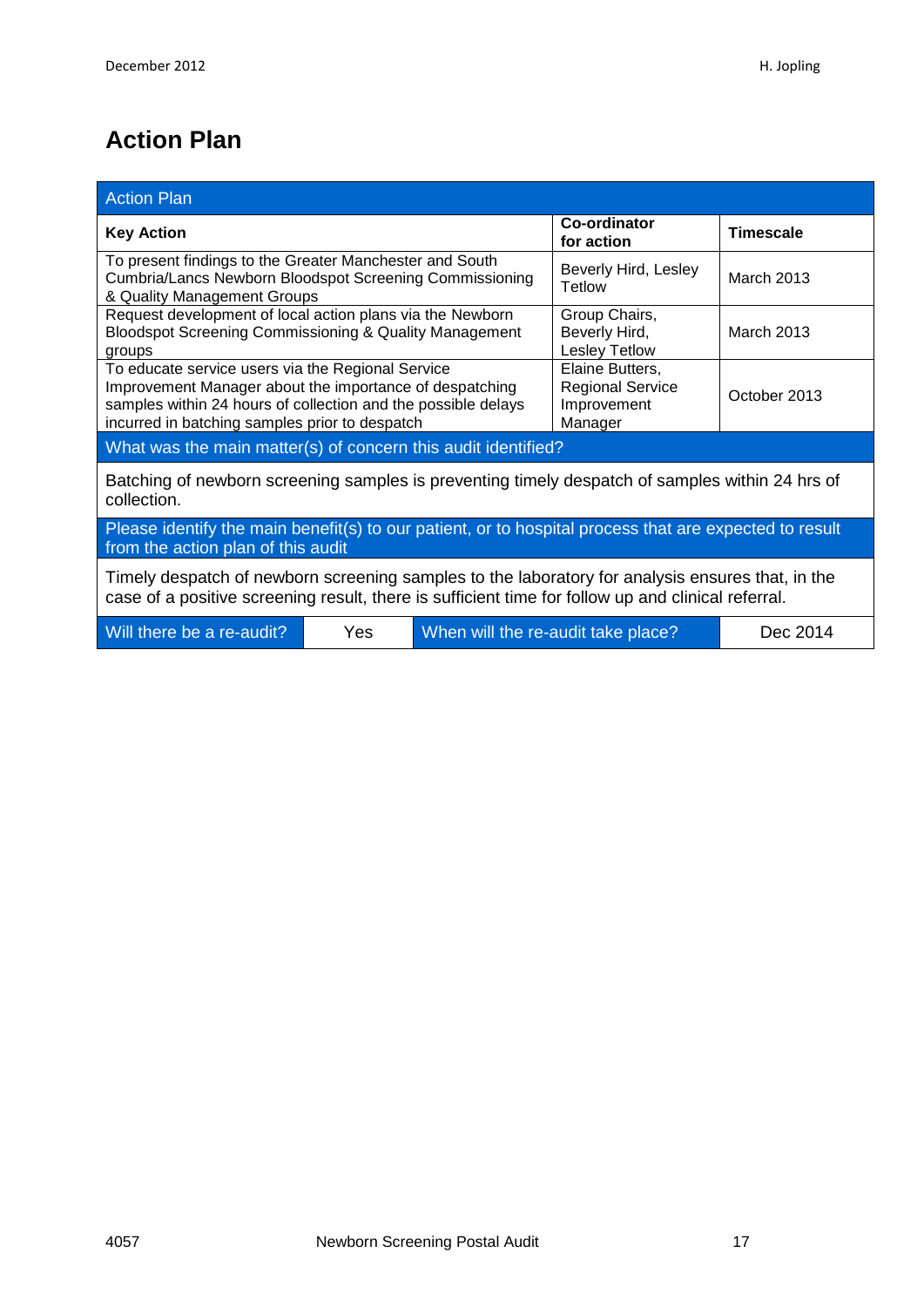# Action Plan

| Action Plan | | |
|---|---|---|
| **Key Action** | **Co-ordinator for action** | **Timescale** |
| To present findings to the Greater Manchester and South Cumbria/Lancs Newborn Bloodspot Screening Commissioning & Quality Management Groups | Beverly Hird, Lesley Tetlow | March 2013 |
| Request development of local action plans via the Newborn Bloodspot Screening Commissioning & Quality Management groups | Group Chairs, Beverly Hird, Lesley Tetlow | March 2013 |
| To educate service users via the Regional Service Improvement Manager about the importance of despatching samples within 24 hours of collection and the possible delays incurred in batching samples prior to despatch | Elaine Butters, Regional Service Improvement Manager | October 2013 |

**What was the main matter(s) of concern this audit identified?**

Batching of newborn screening samples is preventing timely despatch of samples within 24 hrs of collection.

**Please identify the main benefit(s) to our patient, or to hospital process that are expected to result from the action plan of this audit**

Timely despatch of newborn screening samples to the laboratory for analysis ensures that, in the case of a positive screening result, there is sufficient time for follow up and clinical referral.

| Will there be a re-audit? | Yes | When will the re-audit take place? | Dec 2014 |
|---|---|---|---|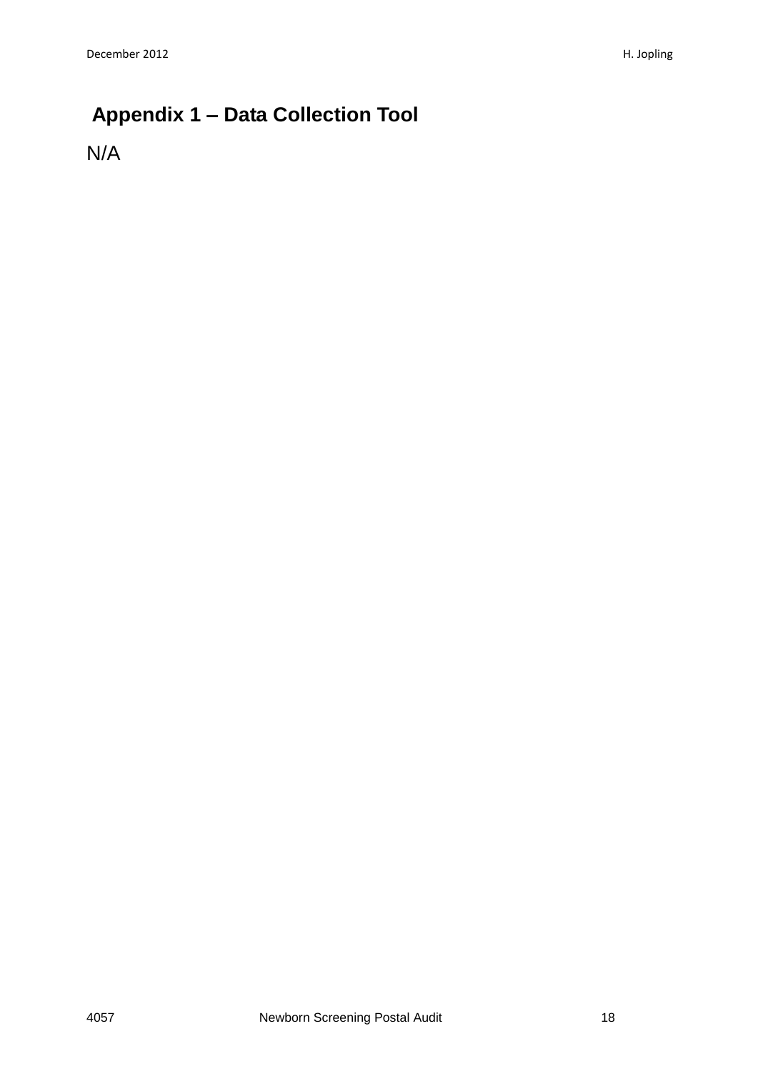# Appendix 1 – Data Collection Tool

N/A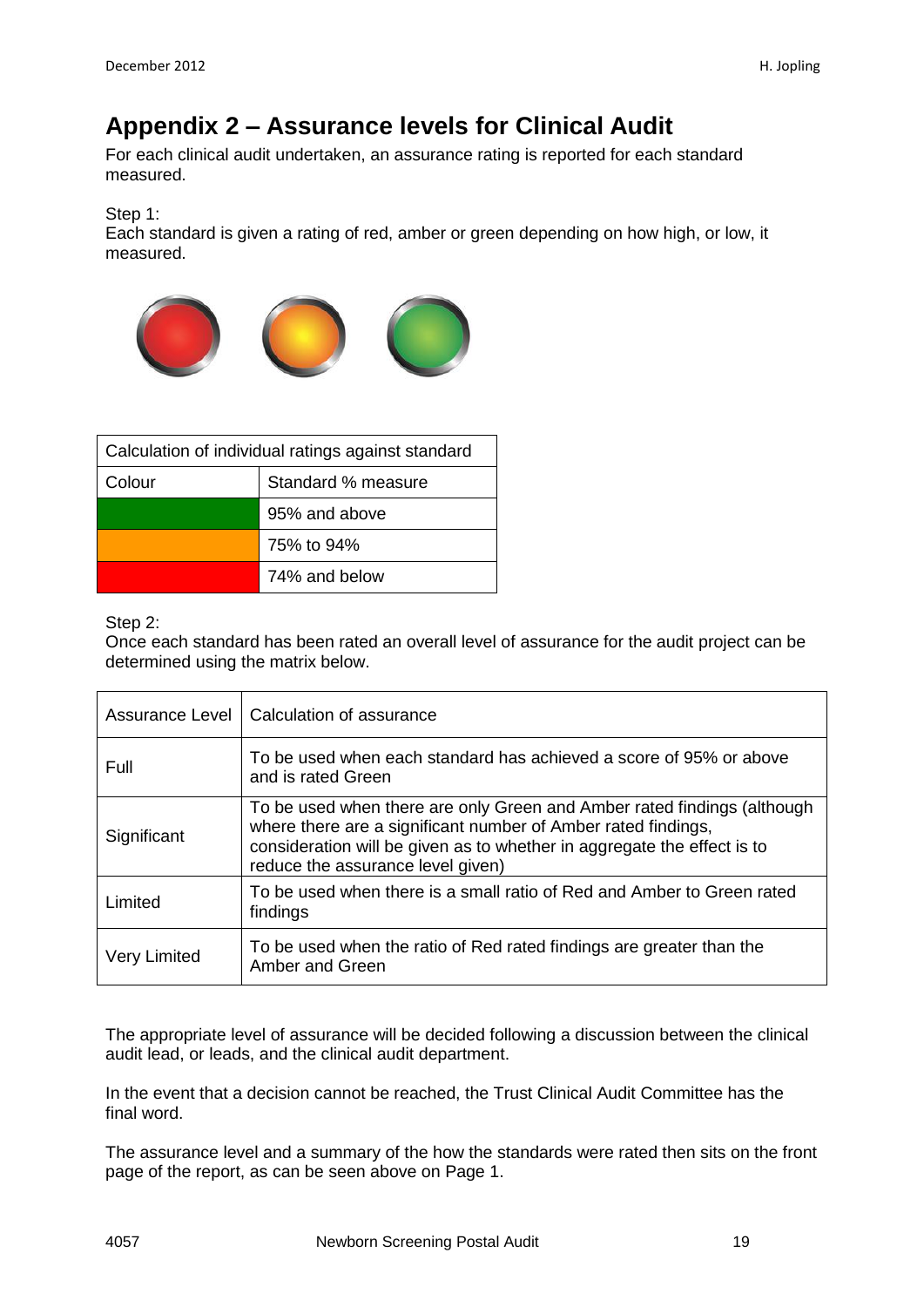# Appendix 2 – Assurance levels for Clinical Audit

For each clinical audit undertaken, an assurance rating is reported for each standard measured.

Step 1:
Each standard is given a rating of red, amber or green depending on how high, or low, it measured.

| Calculation of individual ratings against standard | |
|---|---|
| Colour | Standard % measure |
| Green | 95% and above |
| Amber | 75% to 94% |
| Red | 74% and below |

Step 2:
Once each standard has been rated an overall level of assurance for the audit project can be determined using the matrix below.

| Assurance Level | Calculation of assurance |
|---|---|
| Full | To be used when each standard has achieved a score of 95% or above and is rated Green |
| Significant | To be used when there are only Green and Amber rated findings (although where there are a significant number of Amber rated findings, consideration will be given as to whether in aggregate the effect is to reduce the assurance level given) |
| Limited | To be used when there is a small ratio of Red and Amber to Green rated findings |
| Very Limited | To be used when the ratio of Red rated findings are greater than the Amber and Green |

The appropriate level of assurance will be decided following a discussion between the clinical audit lead, or leads, and the clinical audit department.

In the event that a decision cannot be reached, the Trust Clinical Audit Committee has the final word.

The assurance level and a summary of the how the standards were rated then sits on the front page of the report, as can be seen above on Page 1.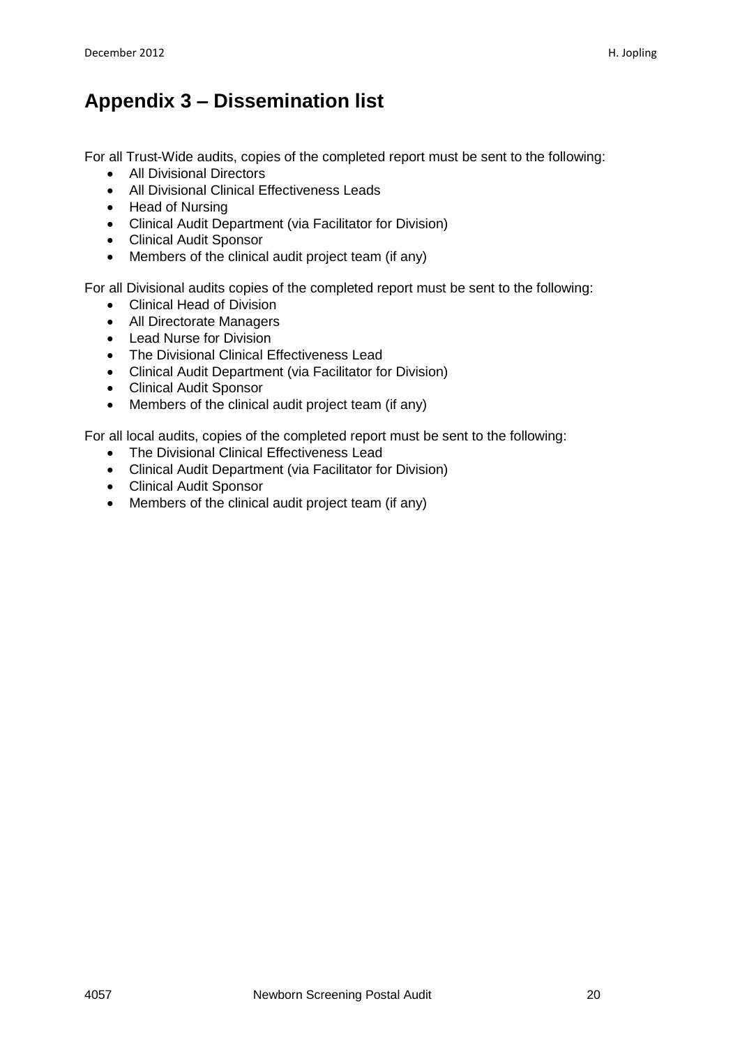# Appendix 3 – Dissemination list

For all Trust-Wide audits, copies of the completed report must be sent to the following:

- All Divisional Directors
- All Divisional Clinical Effectiveness Leads
- Head of Nursing
- Clinical Audit Department (via Facilitator for Division)
- Clinical Audit Sponsor
- Members of the clinical audit project team (if any)

For all Divisional audits copies of the completed report must be sent to the following:

- Clinical Head of Division
- All Directorate Managers
- Lead Nurse for Division
- The Divisional Clinical Effectiveness Lead
- Clinical Audit Department (via Facilitator for Division)
- Clinical Audit Sponsor
- Members of the clinical audit project team (if any)

For all local audits, copies of the completed report must be sent to the following:

- The Divisional Clinical Effectiveness Lead
- Clinical Audit Department (via Facilitator for Division)
- Clinical Audit Sponsor
- Members of the clinical audit project team (if any)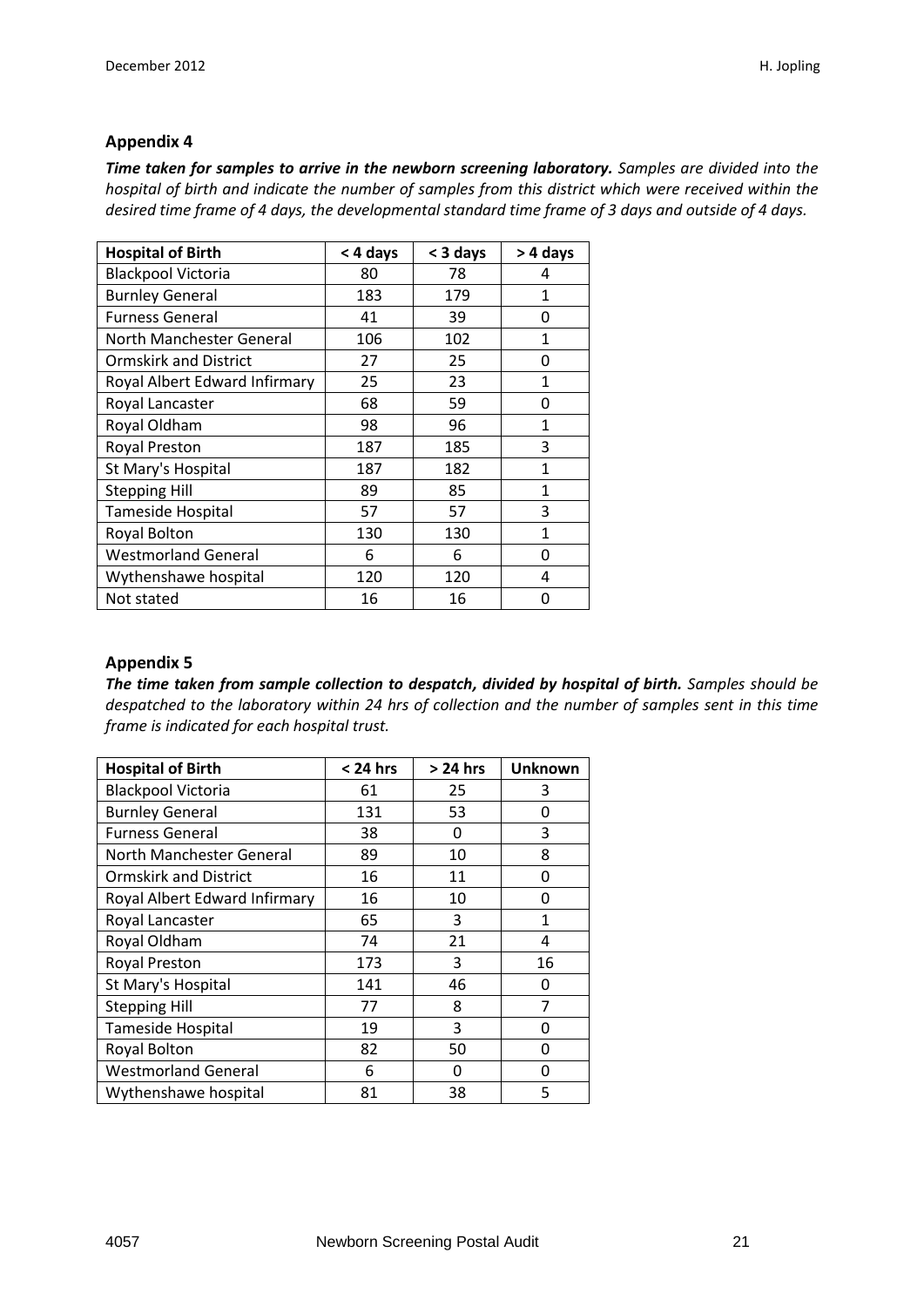## Appendix 4

***Time taken for samples to arrive in the newborn screening laboratory.*** *Samples are divided into the hospital of birth and indicate the number of samples from this district which were received within the desired time frame of 4 days, the developmental standard time frame of 3 days and outside of 4 days.*

| Hospital of Birth | < 4 days | < 3 days | > 4 days |
|---|---|---|---|
| Blackpool Victoria | 80 | 78 | 4 |
| Burnley General | 183 | 179 | 1 |
| Furness General | 41 | 39 | 0 |
| North Manchester General | 106 | 102 | 1 |
| Ormskirk and District | 27 | 25 | 0 |
| Royal Albert Edward Infirmary | 25 | 23 | 1 |
| Royal Lancaster | 68 | 59 | 0 |
| Royal Oldham | 98 | 96 | 1 |
| Royal Preston | 187 | 185 | 3 |
| St Mary's Hospital | 187 | 182 | 1 |
| Stepping Hill | 89 | 85 | 1 |
| Tameside Hospital | 57 | 57 | 3 |
| Royal Bolton | 130 | 130 | 1 |
| Westmorland General | 6 | 6 | 0 |
| Wythenshawe hospital | 120 | 120 | 4 |
| Not stated | 16 | 16 | 0 |

## Appendix 5

***The time taken from sample collection to despatch, divided by hospital of birth.*** *Samples should be despatched to the laboratory within 24 hrs of collection and the number of samples sent in this time frame is indicated for each hospital trust.*

| Hospital of Birth | < 24 hrs | > 24 hrs | Unknown |
|---|---|---|---|
| Blackpool Victoria | 61 | 25 | 3 |
| Burnley General | 131 | 53 | 0 |
| Furness General | 38 | 0 | 3 |
| North Manchester General | 89 | 10 | 8 |
| Ormskirk and District | 16 | 11 | 0 |
| Royal Albert Edward Infirmary | 16 | 10 | 0 |
| Royal Lancaster | 65 | 3 | 1 |
| Royal Oldham | 74 | 21 | 4 |
| Royal Preston | 173 | 3 | 16 |
| St Mary's Hospital | 141 | 46 | 0 |
| Stepping Hill | 77 | 8 | 7 |
| Tameside Hospital | 19 | 3 | 0 |
| Royal Bolton | 82 | 50 | 0 |
| Westmorland General | 6 | 0 | 0 |
| Wythenshawe hospital | 81 | 38 | 5 |